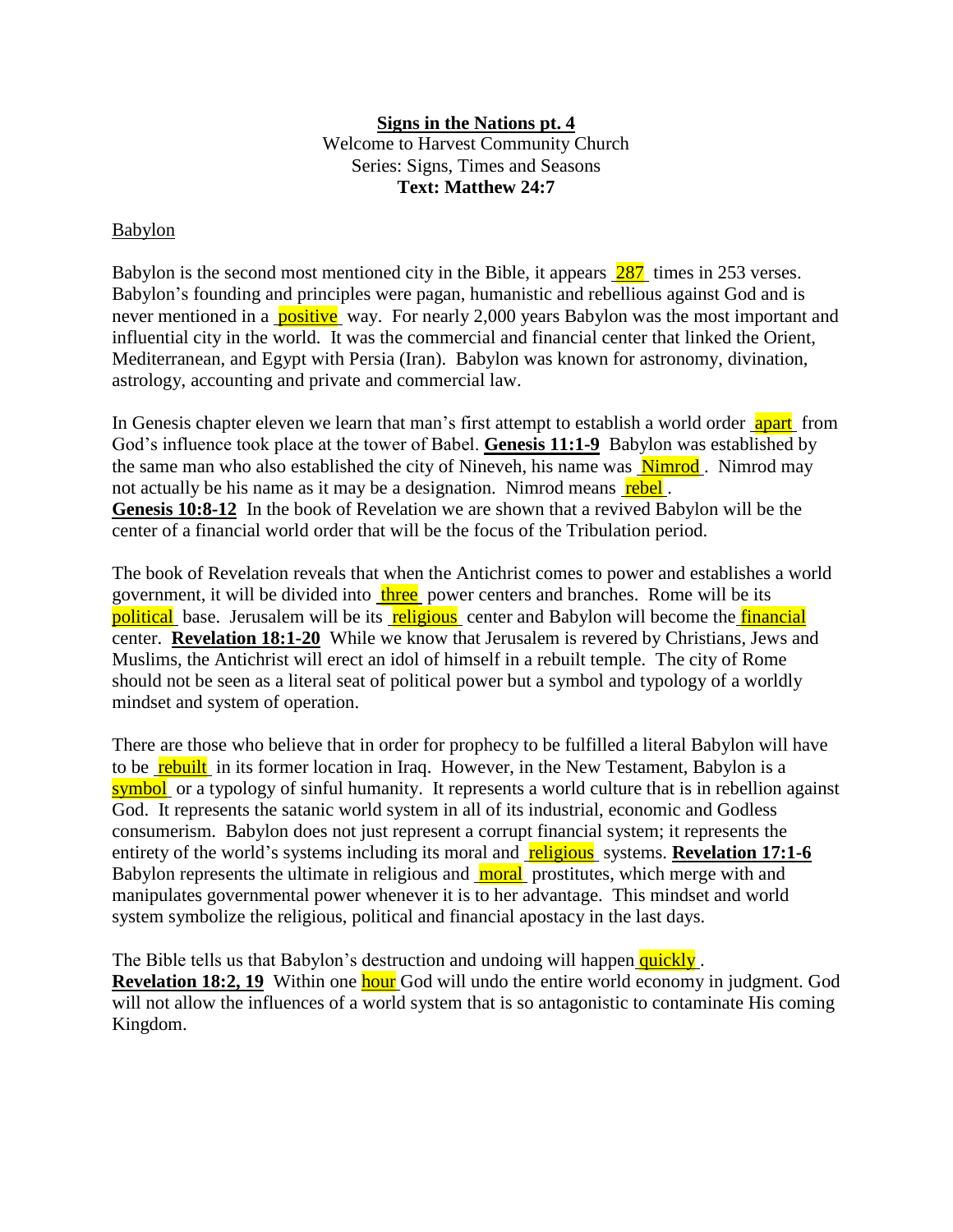**Signs in the Nations pt. 4**

Welcome to Harvest Community Church

Series: Signs, Times and Seasons

**Text: Matthew 24:7**

Babylon

Babylon is the second most mentioned city in the Bible, it appears 287 times in 253 verses. Babylon's founding and principles were pagan, humanistic and rebellious against God and is never mentioned in a positive way. For nearly 2,000 years Babylon was the most important and influential city in the world. It was the commercial and financial center that linked the Orient, Mediterranean, and Egypt with Persia (Iran). Babylon was known for astronomy, divination, astrology, accounting and private and commercial law.

In Genesis chapter eleven we learn that man's first attempt to establish a world order apart from God's influence took place at the tower of Babel. **Genesis 11:1-9** Babylon was established by the same man who also established the city of Nineveh, his name was Nimrod. Nimrod may not actually be his name as it may be a designation. Nimrod means rebel. **Genesis 10:8-12** In the book of Revelation we are shown that a revived Babylon will be the center of a financial world order that will be the focus of the Tribulation period.

The book of Revelation reveals that when the Antichrist comes to power and establishes a world government, it will be divided into three power centers and branches. Rome will be its political base. Jerusalem will be its religious center and Babylon will become the financial center. **Revelation 18:1-20** While we know that Jerusalem is revered by Christians, Jews and Muslims, the Antichrist will erect an idol of himself in a rebuilt temple. The city of Rome should not be seen as a literal seat of political power but a symbol and typology of a worldly mindset and system of operation.

There are those who believe that in order for prophecy to be fulfilled a literal Babylon will have to be rebuilt in its former location in Iraq. However, in the New Testament, Babylon is a symbol or a typology of sinful humanity. It represents a world culture that is in rebellion against God. It represents the satanic world system in all of its industrial, economic and Godless consumerism. Babylon does not just represent a corrupt financial system; it represents the entirety of the world's systems including its moral and religious systems. **Revelation 17:1-6** Babylon represents the ultimate in religious and moral prostitutes, which merge with and manipulates governmental power whenever it is to her advantage. This mindset and world system symbolize the religious, political and financial apostacy in the last days.

The Bible tells us that Babylon's destruction and undoing will happen quickly. **Revelation 18:2, 19** Within one hour God will undo the entire world economy in judgment. God will not allow the influences of a world system that is so antagonistic to contaminate His coming Kingdom.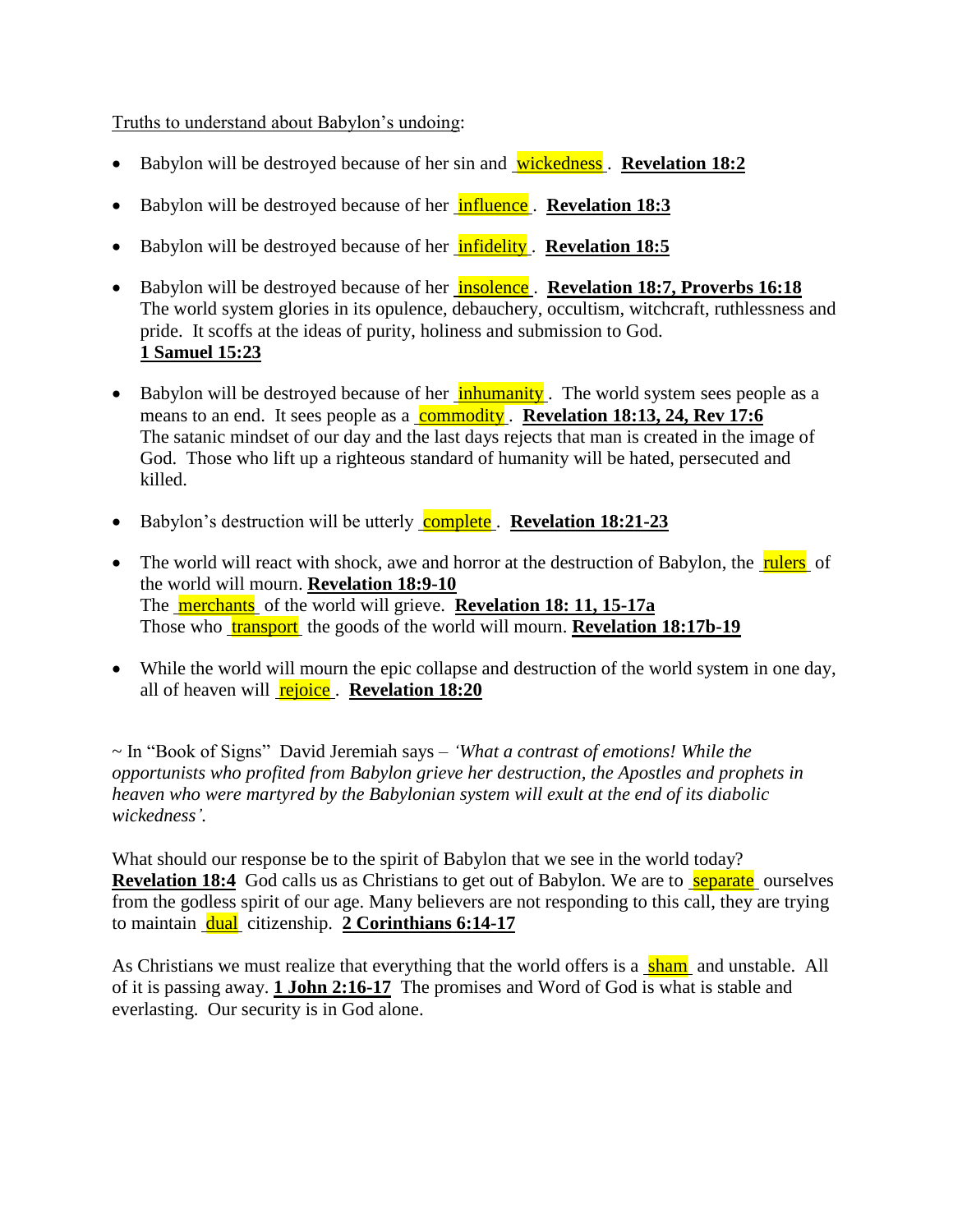Truths to understand about Babylon's undoing:

- Babylon will be destroyed because of her sin and wickedness. **Revelation 18:2**
- Babylon will be destroyed because of her influence. **Revelation 18:3**
- Babylon will be destroyed because of her infidelity. **Revelation 18:5**
- Babylon will be destroyed because of her insolence. **Revelation 18:7, Proverbs 16:18**
  The world system glories in its opulence, debauchery, occultism, witchcraft, ruthlessness and pride. It scoffs at the ideas of purity, holiness and submission to God.
  **1 Samuel 15:23**
- Babylon will be destroyed because of her inhumanity. The world system sees people as a means to an end. It sees people as a commodity. **Revelation 18:13, 24, Rev 17:6**
  The satanic mindset of our day and the last days rejects that man is created in the image of God. Those who lift up a righteous standard of humanity will be hated, persecuted and killed.
- Babylon's destruction will be utterly complete. **Revelation 18:21-23**
- The world will react with shock, awe and horror at the destruction of Babylon, the rulers of the world will mourn. **Revelation 18:9-10**
  The merchants of the world will grieve. **Revelation 18: 11, 15-17a**
  Those who transport the goods of the world will mourn. **Revelation 18:17b-19**
- While the world will mourn the epic collapse and destruction of the world system in one day, all of heaven will rejoice. **Revelation 18:20**

~ In "Book of Signs" David Jeremiah says – *'What a contrast of emotions! While the opportunists who profited from Babylon grieve her destruction, the Apostles and prophets in heaven who were martyred by the Babylonian system will exult at the end of its diabolic wickedness'.*

What should our response be to the spirit of Babylon that we see in the world today? **Revelation 18:4** God calls us as Christians to get out of Babylon. We are to separate ourselves from the godless spirit of our age. Many believers are not responding to this call, they are trying to maintain dual citizenship. **2 Corinthians 6:14-17**

As Christians we must realize that everything that the world offers is a sham and unstable. All of it is passing away. **1 John 2:16-17** The promises and Word of God is what is stable and everlasting. Our security is in God alone.